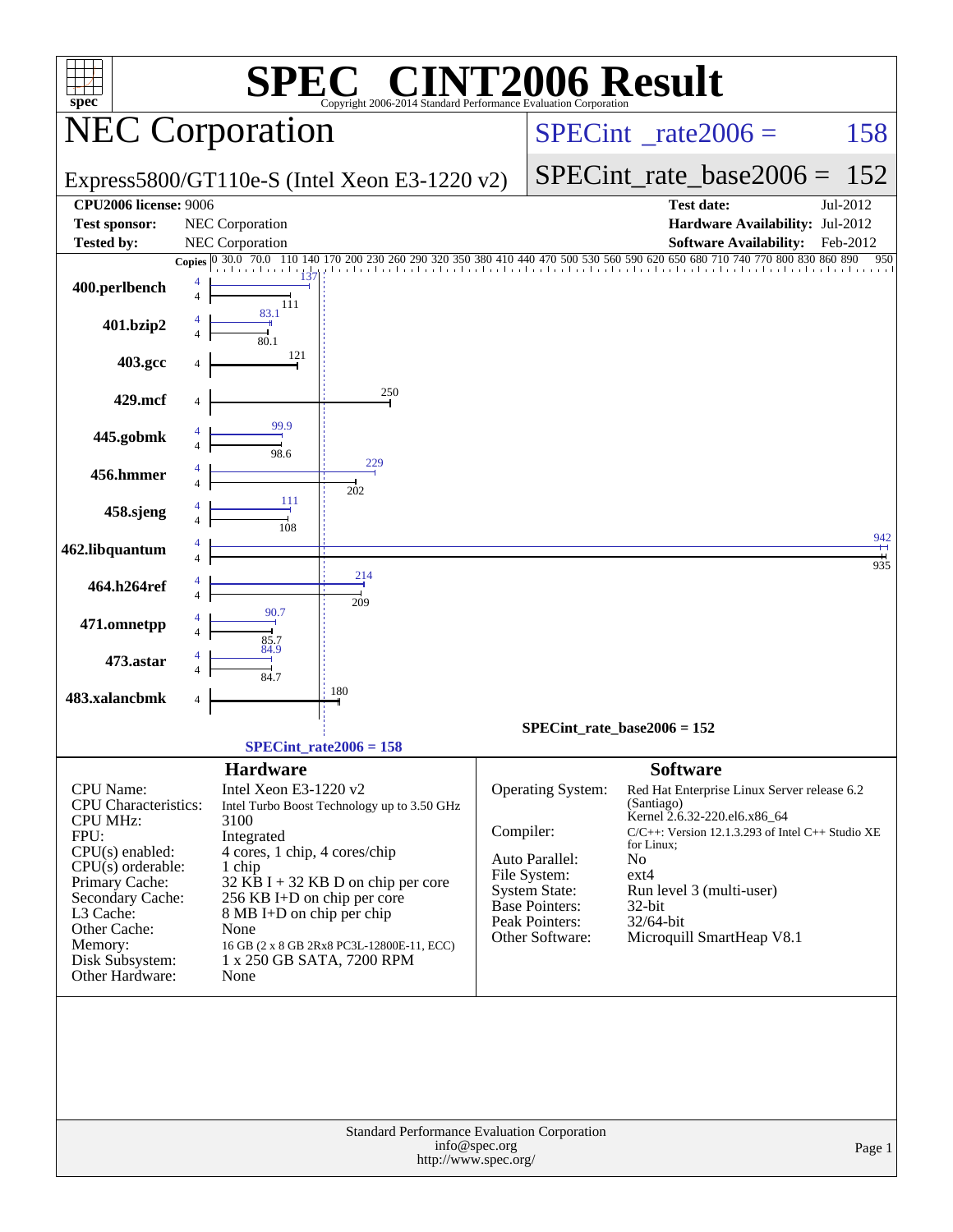# SPEC CINT2006 Result

Copyright 2006-2014 Standard Performance Evaluation Corporation

## NEC Corporation

**Express5800/GT110e-S (Intel Xeon E3-1220 v2)**

SPECint_rate2006 = 158

SPECint_rate_base2006 = 152

| | | | |
|---|---|---|---|
| **CPU2006 license:** 9006 | | **Test date:** | Jul-2012 |
| **Test sponsor:** | NEC Corporation | **Hardware Availability:** | Jul-2012 |
| **Tested by:** | NEC Corporation | **Software Availability:** | Feb-2012 |

| Benchmark | Copies (peak) | Peak | Copies (base) | Base |
|---|---|---|---|---|
| 400.perlbench | 4 | 137 | 4 | 111 |
| 401.bzip2 | 4 | 83.1 | 4 | 80.1 |
| 403.gcc | | | 4 | 121 |
| 429.mcf | | | 4 | 250 |
| 445.gobmk | 4 | 99.9 | 4 | 98.6 |
| 456.hmmer | 4 | 229 | 4 | 202 |
| 458.sjeng | 4 | 111 | 4 | 108 |
| 462.libquantum | 4 | 942 | 4 | 935 |
| 464.h264ref | 4 | 214 | 4 | 209 |
| 471.omnetpp | 4 | 90.7 | 4 | 85.7 |
| 473.astar | 4 | 84.9 | 4 | 84.7 |
| 483.xalancbmk | | | 4 | 180 |

SPECint_rate_base2006 = 152

SPECint_rate2006 = 158

### Hardware

| | |
|---|---|
| CPU Name: | Intel Xeon E3-1220 v2 |
| CPU Characteristics: | Intel Turbo Boost Technology up to 3.50 GHz |
| CPU MHz: | 3100 |
| FPU: | Integrated |
| CPU(s) enabled: | 4 cores, 1 chip, 4 cores/chip |
| CPU(s) orderable: | 1 chip |
| Primary Cache: | 32 KB I + 32 KB D on chip per core |
| Secondary Cache: | 256 KB I+D on chip per core |
| L3 Cache: | 8 MB I+D on chip per chip |
| Other Cache: | None |
| Memory: | 16 GB (2 x 8 GB 2Rx8 PC3L-12800E-11, ECC) |
| Disk Subsystem: | 1 x 250 GB SATA, 7200 RPM |
| Other Hardware: | None |

### Software

| | |
|---|---|
| Operating System: | Red Hat Enterprise Linux Server release 6.2 (Santiago) Kernel 2.6.32-220.el6.x86_64 |
| Compiler: | C/C++: Version 12.1.3.293 of Intel C++ Studio XE for Linux; |
| Auto Parallel: | No |
| File System: | ext4 |
| System State: | Run level 3 (multi-user) |
| Base Pointers: | 32-bit |
| Peak Pointers: | 32/64-bit |
| Other Software: | Microquill SmartHeap V8.1 |

Standard Performance Evaluation Corporation
info@spec.org
http://www.spec.org/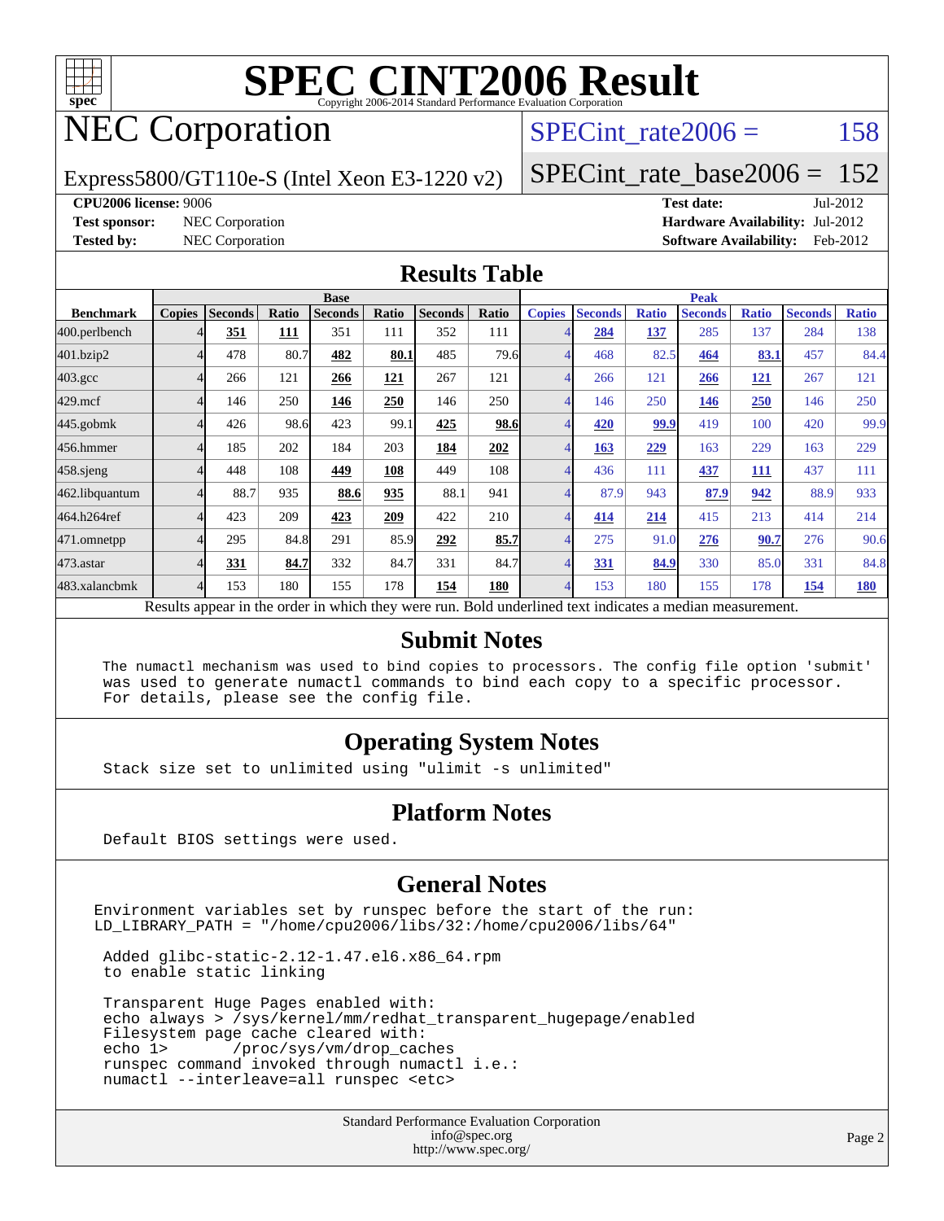# SPEC CINT2006 Result

Copyright 2006-2014 Standard Performance Evaluation Corporation

## NEC Corporation

Express5800/GT110e-S (Intel Xeon E3-1220 v2)

SPECint_rate2006 = 158

SPECint_rate_base2006 = 152

**CPU2006 license:** 9006

**Test sponsor:** NEC Corporation

**Tested by:** NEC Corporation

**Test date:** Jul-2012

**Hardware Availability:** Jul-2012

**Software Availability:** Feb-2012

## Results Table

| | Base | | | | | | | Peak | | | | | | |
|---|---|---|---|---|---|---|---|---|---|---|---|---|---|---|
| **Benchmark** | **Copies** | **Seconds** | **Ratio** | **Seconds** | **Ratio** | **Seconds** | **Ratio** | **Copies** | **Seconds** | **Ratio** | **Seconds** | **Ratio** | **Seconds** | **Ratio** |
| 400.perlbench | 4 | **351** | **111** | 351 | 111 | 352 | 111 | 4 | **284** | **137** | 285 | 137 | 284 | 138 |
| 401.bzip2 | 4 | 478 | 80.7 | **482** | **80.1** | 485 | 79.6 | 4 | 468 | 82.5 | **464** | **83.1** | 457 | 84.4 |
| 403.gcc | 4 | 266 | 121 | **266** | **121** | 267 | 121 | 4 | 266 | 121 | **266** | **121** | 267 | 121 |
| 429.mcf | 4 | 146 | 250 | **146** | **250** | 146 | 250 | 4 | 146 | 250 | **146** | **250** | 146 | 250 |
| 445.gobmk | 4 | 426 | 98.6 | 423 | 99.1 | **425** | **98.6** | 4 | **420** | **99.9** | 419 | 100 | 420 | 99.9 |
| 456.hmmer | 4 | 185 | 202 | 184 | 203 | **184** | **202** | 4 | **163** | **229** | 163 | 229 | 163 | 229 |
| 458.sjeng | 4 | 448 | 108 | **449** | **108** | 449 | 108 | 4 | 436 | 111 | **437** | **111** | 437 | 111 |
| 462.libquantum | 4 | 88.7 | 935 | **88.6** | **935** | 88.1 | 941 | 4 | 87.9 | 943 | **87.9** | **942** | 88.9 | 933 |
| 464.h264ref | 4 | 423 | 209 | **423** | **209** | 422 | 210 | 4 | **414** | **214** | 415 | 213 | 414 | 214 |
| 471.omnetpp | 4 | 295 | 84.8 | 291 | 85.9 | **292** | **85.7** | 4 | 275 | 91.0 | **276** | **90.7** | 276 | 90.6 |
| 473.astar | 4 | **331** | **84.7** | 332 | 84.7 | 331 | 84.7 | 4 | **331** | **84.9** | 330 | 85.0 | 331 | 84.8 |
| 483.xalancbmk | 4 | 153 | 180 | 155 | 178 | **154** | **180** | 4 | 153 | 180 | 155 | 178 | **154** | **180** |

Results appear in the order in which they were run. Bold underlined text indicates a median measurement.

## Submit Notes

```
The numactl mechanism was used to bind copies to processors. The config file option 'submit'
was used to generate numactl commands to bind each copy to a specific processor.
For details, please see the config file.
```

## Operating System Notes

```
Stack size set to unlimited using "ulimit -s unlimited"
```

## Platform Notes

```
Default BIOS settings were used.
```

## General Notes

```
Environment variables set by runspec before the start of the run:
LD_LIBRARY_PATH = "/home/cpu2006/libs/32:/home/cpu2006/libs/64"

 Added glibc-static-2.12-1.47.el6.x86_64.rpm
 to enable static linking

 Transparent Huge Pages enabled with:
 echo always > /sys/kernel/mm/redhat_transparent_hugepage/enabled
 Filesystem page cache cleared with:
 echo 1>       /proc/sys/vm/drop_caches
 runspec command invoked through numactl i.e.:
 numactl --interleave=all runspec <etc>
```

Standard Performance Evaluation Corporation
info@spec.org
http://www.spec.org/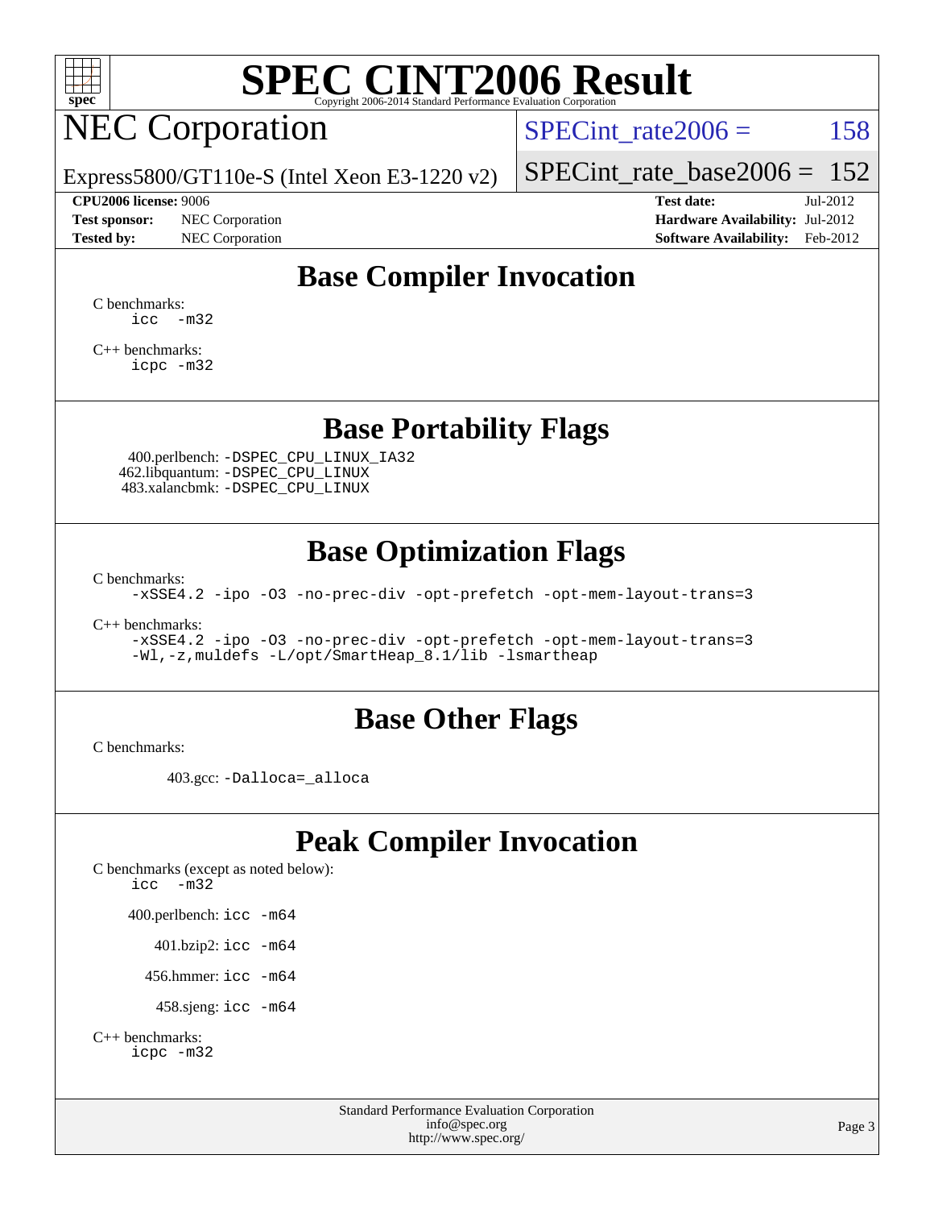# SPEC CINT2006 Result

Copyright 2006-2014 Standard Performance Evaluation Corporation

## NEC Corporation

Express5800/GT110e-S (Intel Xeon E3-1220 v2)

SPECint_rate2006 = 158

SPECint_rate_base2006 = 152

**CPU2006 license:** 9006
**Test sponsor:** NEC Corporation
**Tested by:** NEC Corporation

**Test date:** Jul-2012
**Hardware Availability:** Jul-2012
**Software Availability:** Feb-2012

## Base Compiler Invocation

C benchmarks:
```
icc  -m32
```

C++ benchmarks:
```
icpc -m32
```

## Base Portability Flags

400.perlbench: `-DSPEC_CPU_LINUX_IA32`
462.libquantum: `-DSPEC_CPU_LINUX`
483.xalancbmk: `-DSPEC_CPU_LINUX`

## Base Optimization Flags

C benchmarks:
```
-xSSE4.2 -ipo -O3 -no-prec-div -opt-prefetch -opt-mem-layout-trans=3
```

C++ benchmarks:
```
-xSSE4.2 -ipo -O3 -no-prec-div -opt-prefetch -opt-mem-layout-trans=3
-Wl,-z,muldefs -L/opt/SmartHeap_8.1/lib -lsmartheap
```

## Base Other Flags

C benchmarks:

403.gcc: `-Dalloca=_alloca`

## Peak Compiler Invocation

C benchmarks (except as noted below):
```
icc  -m32
```

400.perlbench: `icc -m64`

401.bzip2: `icc -m64`

456.hmmer: `icc -m64`

458.sjeng: `icc -m64`

C++ benchmarks:
```
icpc -m32
```

Standard Performance Evaluation Corporation
info@spec.org
http://www.spec.org/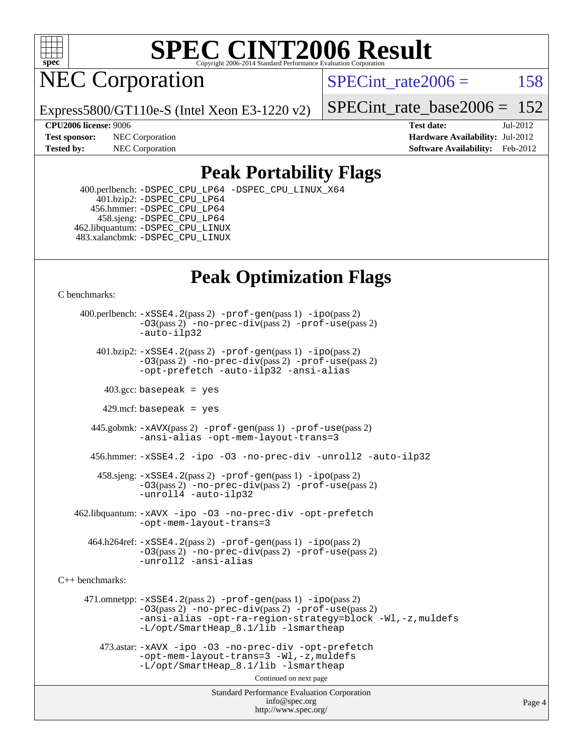# SPEC CINT2006 Result

Copyright 2006-2014 Standard Performance Evaluation Corporation

# NEC Corporation

Express5800/GT110e-S (Intel Xeon E3-1220 v2)

SPECint_rate2006 = 158

SPECint_rate_base2006 = 152

**CPU2006 license:** 9006
**Test sponsor:** NEC Corporation
**Tested by:** NEC Corporation

**Test date:** Jul-2012
**Hardware Availability:** Jul-2012
**Software Availability:** Feb-2012

## Peak Portability Flags

400.perlbench: -DSPEC_CPU_LP64 -DSPEC_CPU_LINUX_X64
401.bzip2: -DSPEC_CPU_LP64
456.hmmer: -DSPEC_CPU_LP64
458.sjeng: -DSPEC_CPU_LP64
462.libquantum: -DSPEC_CPU_LINUX
483.xalancbmk: -DSPEC_CPU_LINUX

## Peak Optimization Flags

C benchmarks:

400.perlbench: -xSSE4.2(pass 2) -prof-gen(pass 1) -ipo(pass 2) -O3(pass 2) -no-prec-div(pass 2) -prof-use(pass 2) -auto-ilp32

401.bzip2: -xSSE4.2(pass 2) -prof-gen(pass 1) -ipo(pass 2) -O3(pass 2) -no-prec-div(pass 2) -prof-use(pass 2) -opt-prefetch -auto-ilp32 -ansi-alias

403.gcc: basepeak = yes

429.mcf: basepeak = yes

445.gobmk: -xAVX(pass 2) -prof-gen(pass 1) -prof-use(pass 2) -ansi-alias -opt-mem-layout-trans=3

456.hmmer: -xSSE4.2 -ipo -O3 -no-prec-div -unroll2 -auto-ilp32

458.sjeng: -xSSE4.2(pass 2) -prof-gen(pass 1) -ipo(pass 2) -O3(pass 2) -no-prec-div(pass 2) -prof-use(pass 2) -unroll4 -auto-ilp32

462.libquantum: -xAVX -ipo -O3 -no-prec-div -opt-prefetch -opt-mem-layout-trans=3

464.h264ref: -xSSE4.2(pass 2) -prof-gen(pass 1) -ipo(pass 2) -O3(pass 2) -no-prec-div(pass 2) -prof-use(pass 2) -unroll2 -ansi-alias

C++ benchmarks:

471.omnetpp: -xSSE4.2(pass 2) -prof-gen(pass 1) -ipo(pass 2) -O3(pass 2) -no-prec-div(pass 2) -prof-use(pass 2) -ansi-alias -opt-ra-region-strategy=block -Wl,-z,muldefs -L/opt/SmartHeap_8.1/lib -lsmartheap

473.astar: -xAVX -ipo -O3 -no-prec-div -opt-prefetch -opt-mem-layout-trans=3 -Wl,-z,muldefs -L/opt/SmartHeap_8.1/lib -lsmartheap

Continued on next page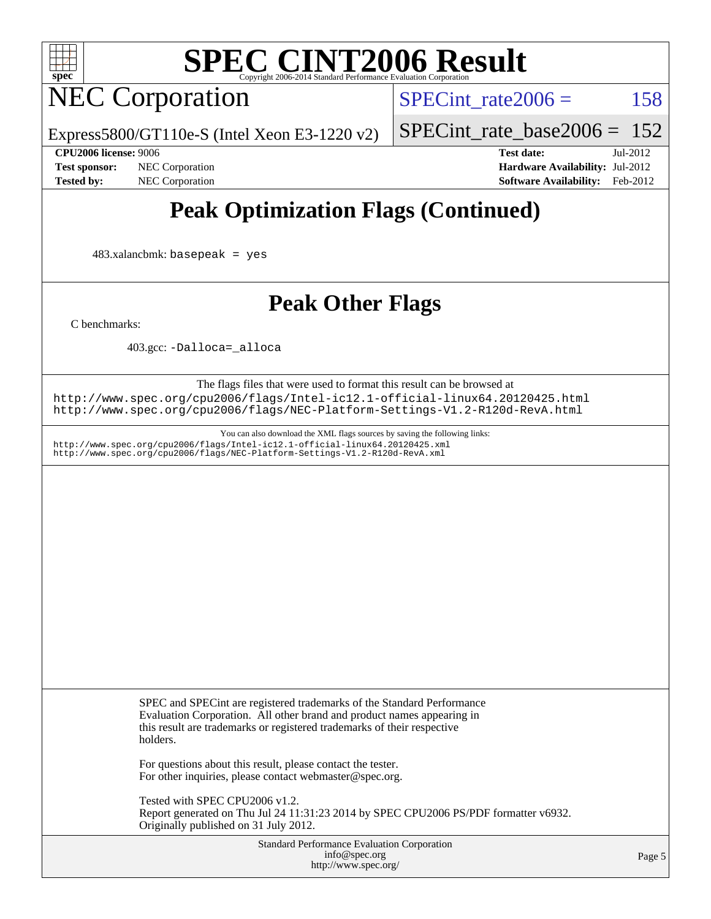# SPEC CINT2006 Result

Copyright 2006-2014 Standard Performance Evaluation Corporation

## NEC Corporation

Express5800/GT110e-S (Intel Xeon E3-1220 v2)

SPECint_rate2006 = 158

SPECint_rate_base2006 = 152

| | | | |
|---|---|---|---|
| **CPU2006 license:** 9006 | | **Test date:** | Jul-2012 |
| **Test sponsor:** | NEC Corporation | **Hardware Availability:** | Jul-2012 |
| **Tested by:** | NEC Corporation | **Software Availability:** | Feb-2012 |

## Peak Optimization Flags (Continued)

483.xalancbmk: `basepeak = yes`

## Peak Other Flags

C benchmarks:

403.gcc: `-Dalloca=_alloca`

The flags files that were used to format this result can be browsed at

http://www.spec.org/cpu2006/flags/Intel-ic12.1-official-linux64.20120425.html
http://www.spec.org/cpu2006/flags/NEC-Platform-Settings-V1.2-R120d-RevA.html

You can also download the XML flags sources by saving the following links:

http://www.spec.org/cpu2006/flags/Intel-ic12.1-official-linux64.20120425.xml
http://www.spec.org/cpu2006/flags/NEC-Platform-Settings-V1.2-R120d-RevA.xml

SPEC and SPECint are registered trademarks of the Standard Performance Evaluation Corporation. All other brand and product names appearing in this result are trademarks or registered trademarks of their respective holders.

For questions about this result, please contact the tester.
For other inquiries, please contact webmaster@spec.org.

Tested with SPEC CPU2006 v1.2.
Report generated on Thu Jul 24 11:31:23 2014 by SPEC CPU2006 PS/PDF formatter v6932.
Originally published on 31 July 2012.

Standard Performance Evaluation Corporation
info@spec.org
http://www.spec.org/